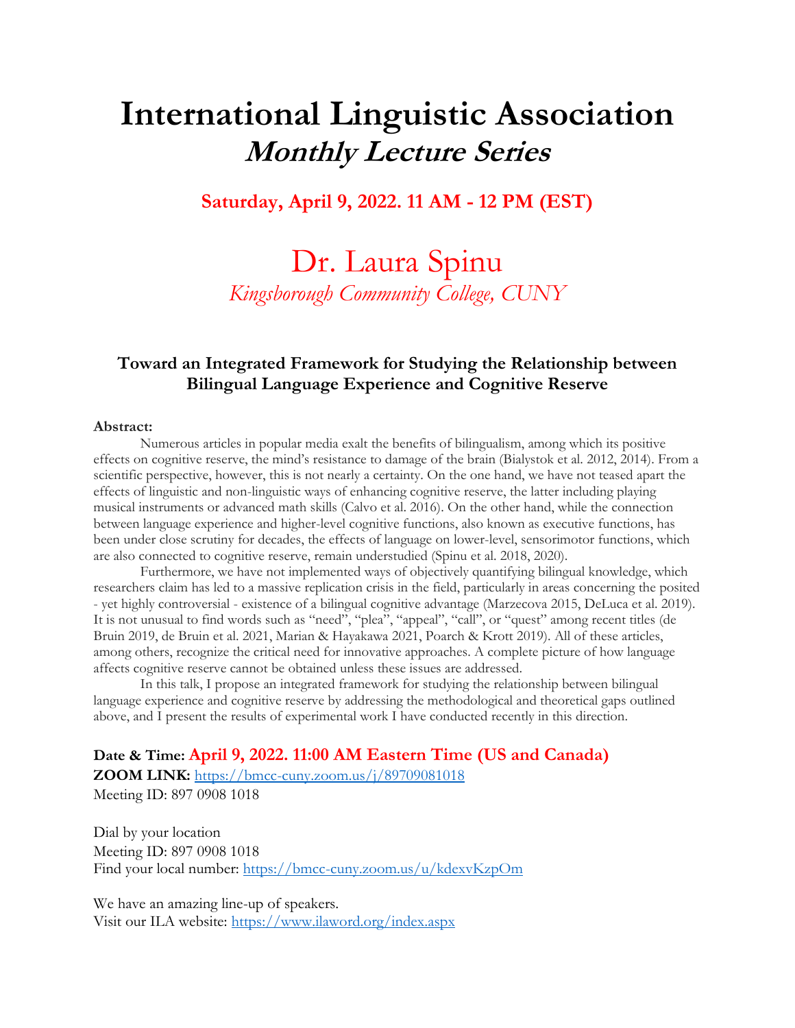# International Linguistic Association

## *Monthly Lecture Series*

**Saturday, April 9, 2022. 11 AM - 12 PM (EST)**

# Dr. Laura Spinu

*Kingsborough Community College, CUNY*

### Toward an Integrated Framework for Studying the Relationship between Bilingual Language Experience and Cognitive Reserve

**Abstract:**

Numerous articles in popular media exalt the benefits of bilingualism, among which its positive effects on cognitive reserve, the mind's resistance to damage of the brain (Bialystok et al. 2012, 2014). From a scientific perspective, however, this is not nearly a certainty. On the one hand, we have not teased apart the effects of linguistic and non-linguistic ways of enhancing cognitive reserve, the latter including playing musical instruments or advanced math skills (Calvo et al. 2016). On the other hand, while the connection between language experience and higher-level cognitive functions, also known as executive functions, has been under close scrutiny for decades, the effects of language on lower-level, sensorimotor functions, which are also connected to cognitive reserve, remain understudied (Spinu et al. 2018, 2020).

Furthermore, we have not implemented ways of objectively quantifying bilingual knowledge, which researchers claim has led to a massive replication crisis in the field, particularly in areas concerning the posited - yet highly controversial - existence of a bilingual cognitive advantage (Marzecova 2015, DeLuca et al. 2019). It is not unusual to find words such as "need", "plea", "appeal", "call", or "quest" among recent titles (de Bruin 2019, de Bruin et al. 2021, Marian & Hayakawa 2021, Poarch & Krott 2019). All of these articles, among others, recognize the critical need for innovative approaches. A complete picture of how language affects cognitive reserve cannot be obtained unless these issues are addressed.

In this talk, I propose an integrated framework for studying the relationship between bilingual language experience and cognitive reserve by addressing the methodological and theoretical gaps outlined above, and I present the results of experimental work I have conducted recently in this direction.

**Date & Time:** **April 9, 2022. 11:00 AM Eastern Time (US and Canada)**
**ZOOM LINK:** https://bmcc-cuny.zoom.us/j/89709081018
Meeting ID: 897 0908 1018

Dial by your location
Meeting ID: 897 0908 1018
Find your local number: https://bmcc-cuny.zoom.us/u/kdexvKzpOm

We have an amazing line-up of speakers.
Visit our ILA website: https://www.ilaword.org/index.aspx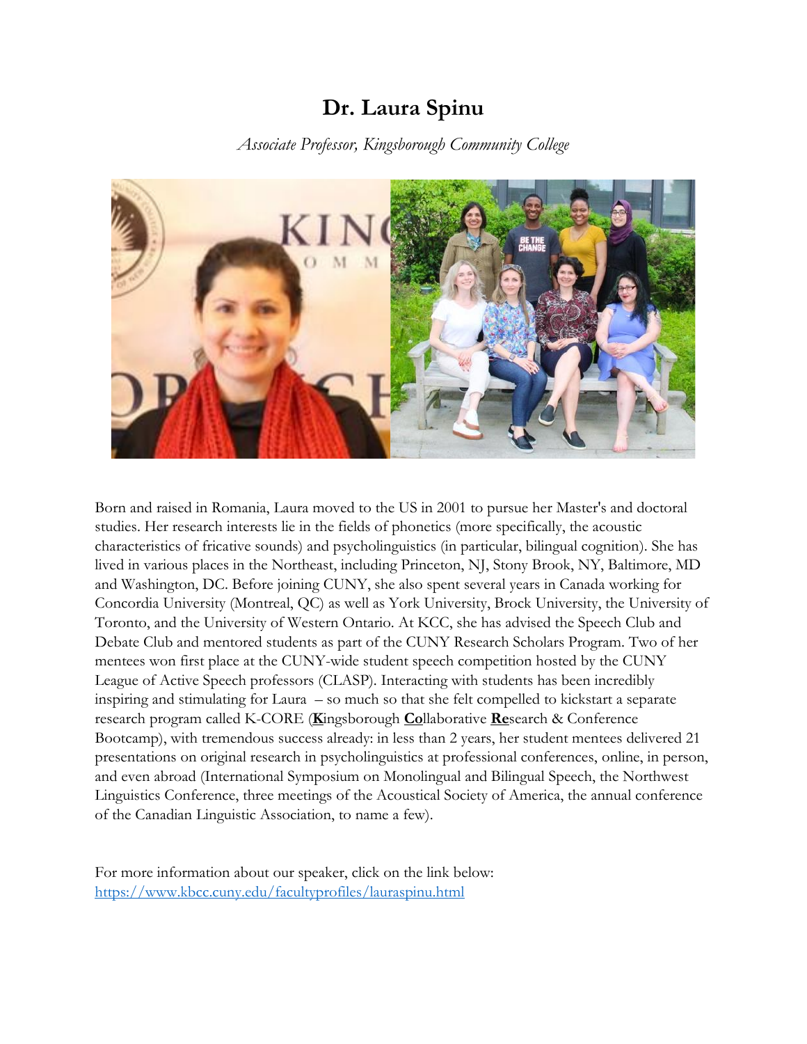# Dr. Laura Spinu

*Associate Professor, Kingsborough Community College*

Born and raised in Romania, Laura moved to the US in 2001 to pursue her Master's and doctoral studies. Her research interests lie in the fields of phonetics (more specifically, the acoustic characteristics of fricative sounds) and psycholinguistics (in particular, bilingual cognition). She has lived in various places in the Northeast, including Princeton, NJ, Stony Brook, NY, Baltimore, MD and Washington, DC. Before joining CUNY, she also spent several years in Canada working for Concordia University (Montreal, QC) as well as York University, Brock University, the University of Toronto, and the University of Western Ontario. At KCC, she has advised the Speech Club and Debate Club and mentored students as part of the CUNY Research Scholars Program. Two of her mentees won first place at the CUNY-wide student speech competition hosted by the CUNY League of Active Speech professors (CLASP). Interacting with students has been incredibly inspiring and stimulating for Laura – so much so that she felt compelled to kickstart a separate research program called K-CORE (**K**ingsborough **Co**llaborative **Re**search & Conference Bootcamp), with tremendous success already: in less than 2 years, her student mentees delivered 21 presentations on original research in psycholinguistics at professional conferences, online, in person, and even abroad (International Symposium on Monolingual and Bilingual Speech, the Northwest Linguistics Conference, three meetings of the Acoustical Society of America, the annual conference of the Canadian Linguistic Association, to name a few).

For more information about our speaker, click on the link below:
https://www.kbcc.cuny.edu/facultyprofiles/lauraspinu.html